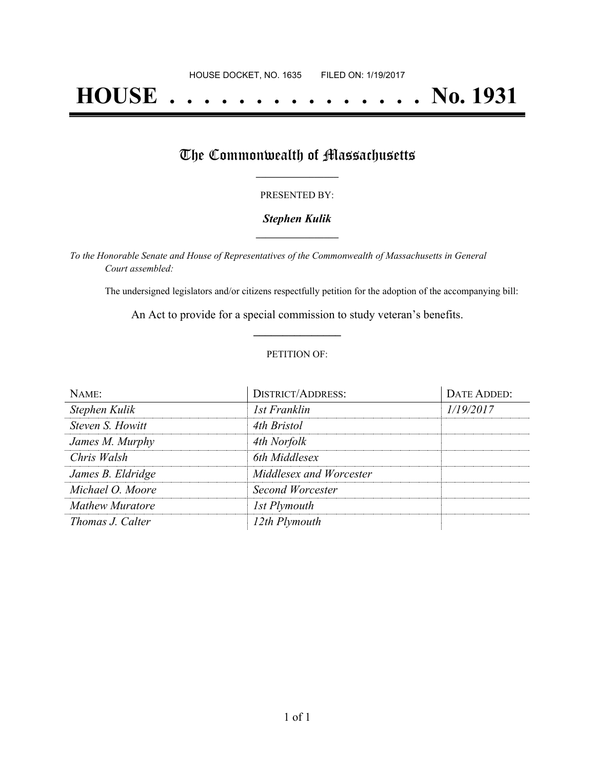HOUSE DOCKET, NO. 1635 FILED ON: 1/19/2017

# HOUSE . . . . . . . . . . . . . . . No. 1931

## The Commonwealth of Massachusetts

PRESENTED BY:

***Stephen Kulik***

*To the Honorable Senate and House of Representatives of the Commonwealth of Massachusetts in General Court assembled:*

The undersigned legislators and/or citizens respectfully petition for the adoption of the accompanying bill:

An Act to provide for a special commission to study veteran's benefits.

PETITION OF:

| NAME: | DISTRICT/ADDRESS: | DATE ADDED: |
| --- | --- | --- |
| *Stephen Kulik* | *1st Franklin* | *1/19/2017* |
| *Steven S. Howitt* | *4th Bristol* | |
| *James M. Murphy* | *4th Norfolk* | |
| *Chris Walsh* | *6th Middlesex* | |
| *James B. Eldridge* | *Middlesex and Worcester* | |
| *Michael O. Moore* | *Second Worcester* | |
| *Mathew Muratore* | *1st Plymouth* | |
| *Thomas J. Calter* | *12th Plymouth* | |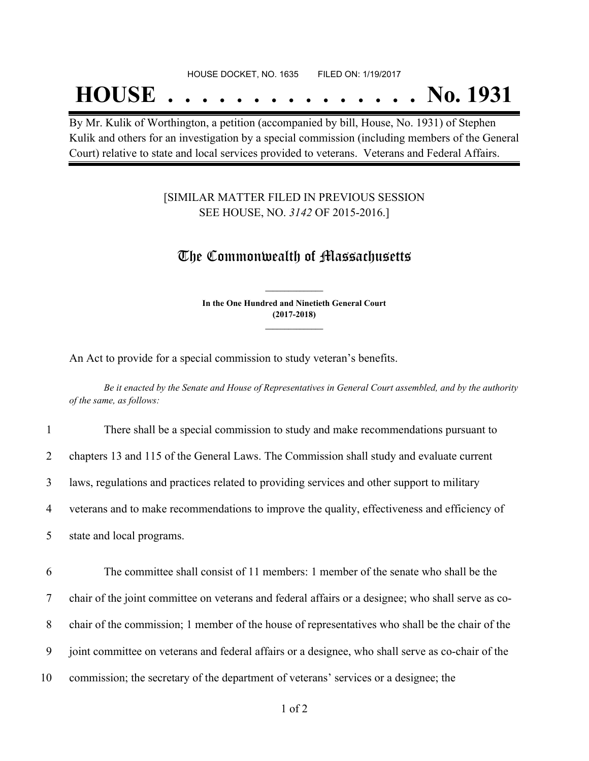HOUSE DOCKET, NO. 1635 FILED ON: 1/19/2017

# HOUSE . . . . . . . . . . . . . . . No. 1931

By Mr. Kulik of Worthington, a petition (accompanied by bill, House, No. 1931) of Stephen Kulik and others for an investigation by a special commission (including members of the General Court) relative to state and local services provided to veterans. Veterans and Federal Affairs.

[SIMILAR MATTER FILED IN PREVIOUS SESSION SEE HOUSE, NO. *3142* OF 2015-2016.]

## The Commonwealth of Massachusetts

**In the One Hundred and Ninetieth General Court (2017-2018)**

An Act to provide for a special commission to study veteran's benefits.

*Be it enacted by the Senate and House of Representatives in General Court assembled, and by the authority of the same, as follows:*

1 There shall be a special commission to study and make recommendations pursuant to
2 chapters 13 and 115 of the General Laws. The Commission shall study and evaluate current
3 laws, regulations and practices related to providing services and other support to military
4 veterans and to make recommendations to improve the quality, effectiveness and efficiency of
5 state and local programs.

6 The committee shall consist of 11 members: 1 member of the senate who shall be the
7 chair of the joint committee on veterans and federal affairs or a designee; who shall serve as co-
8 chair of the commission; 1 member of the house of representatives who shall be the chair of the
9 joint committee on veterans and federal affairs or a designee, who shall serve as co-chair of the
10 commission; the secretary of the department of veterans' services or a designee; the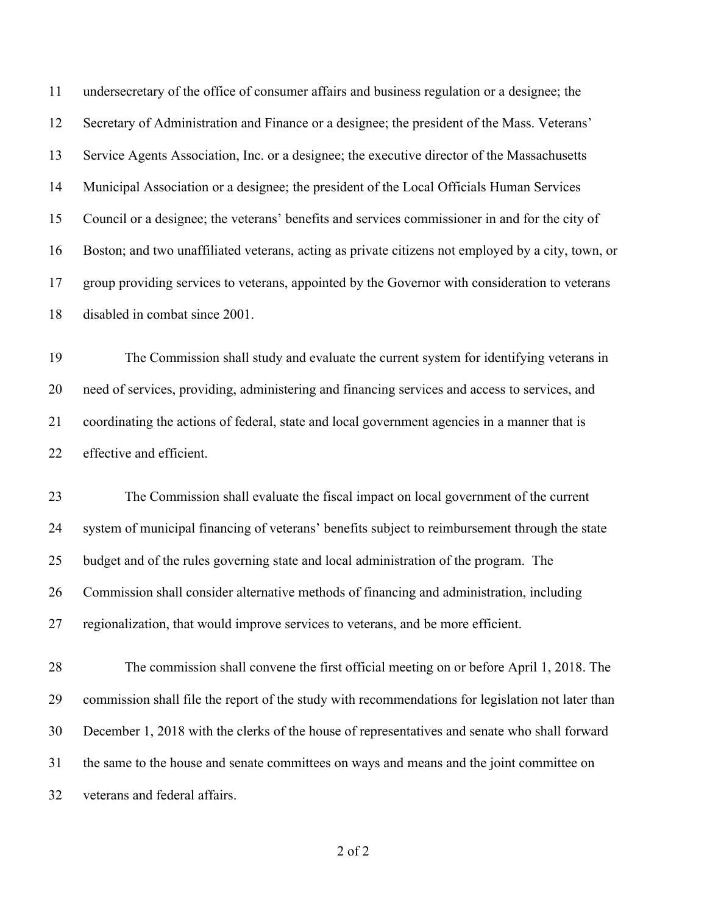undersecretary of the office of consumer affairs and business regulation or a designee; the Secretary of Administration and Finance or a designee; the president of the Mass. Veterans' Service Agents Association, Inc. or a designee; the executive director of the Massachusetts Municipal Association or a designee; the president of the Local Officials Human Services Council or a designee; the veterans' benefits and services commissioner in and for the city of Boston; and two unaffiliated veterans, acting as private citizens not employed by a city, town, or group providing services to veterans, appointed by the Governor with consideration to veterans disabled in combat since 2001.

The Commission shall study and evaluate the current system for identifying veterans in need of services, providing, administering and financing services and access to services, and coordinating the actions of federal, state and local government agencies in a manner that is effective and efficient.

The Commission shall evaluate the fiscal impact on local government of the current system of municipal financing of veterans' benefits subject to reimbursement through the state budget and of the rules governing state and local administration of the program. The Commission shall consider alternative methods of financing and administration, including regionalization, that would improve services to veterans, and be more efficient.

The commission shall convene the first official meeting on or before April 1, 2018. The commission shall file the report of the study with recommendations for legislation not later than December 1, 2018 with the clerks of the house of representatives and senate who shall forward the same to the house and senate committees on ways and means and the joint committee on veterans and federal affairs.